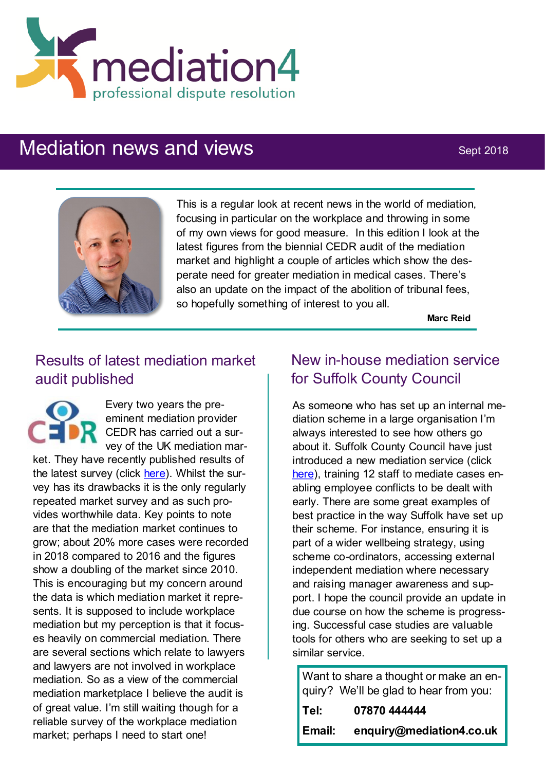# mediation4

professional dispute resolution

## Mediation news and views

Sept 2018

This is a regular look at recent news in the world of mediation, focusing in particular on the workplace and throwing in some of my own views for good measure. In this edition I look at the latest figures from the biennial CEDR audit of the mediation market and highlight a couple of articles which show the desperate need for greater mediation in medical cases. There's also an update on the impact of the abolition of tribunal fees, so hopefully something of interest to you all.

**Marc Reid**

### Results of latest mediation market audit published

Every two years the pre-eminent mediation provider CEDR has carried out a survey of the UK mediation market. They have recently published results of the latest survey (click [here](#)). Whilst the survey has its drawbacks it is the only regularly repeated market survey and as such provides worthwhile data. Key points to note are that the mediation market continues to grow; about 20% more cases were recorded in 2018 compared to 2016 and the figures show a doubling of the market since 2010. This is encouraging but my concern around the data is which mediation market it represents. It is supposed to include workplace mediation but my perception is that it focuses heavily on commercial mediation. There are several sections which relate to lawyers and lawyers are not involved in workplace mediation. So as a view of the commercial mediation marketplace I believe the audit is of great value. I'm still waiting though for a reliable survey of the workplace mediation market; perhaps I need to start one!

### New in-house mediation service for Suffolk County Council

As someone who has set up an internal mediation scheme in a large organisation I'm always interested to see how others go about it. Suffolk County Council have just introduced a new mediation service (click [here](#)), training 12 staff to mediate cases enabling employee conflicts to be dealt with early. There are some great examples of best practice in the way Suffolk have set up their scheme. For instance, ensuring it is part of a wider wellbeing strategy, using scheme co-ordinators, accessing external independent mediation where necessary and raising manager awareness and support. I hope the council provide an update in due course on how the scheme is progressing. Successful case studies are valuable tools for others who are seeking to set up a similar service.

Want to share a thought or make an enquiry? We'll be glad to hear from you:

**Tel:** **07870 444444**

**Email:** **enquiry@mediation4.co.uk**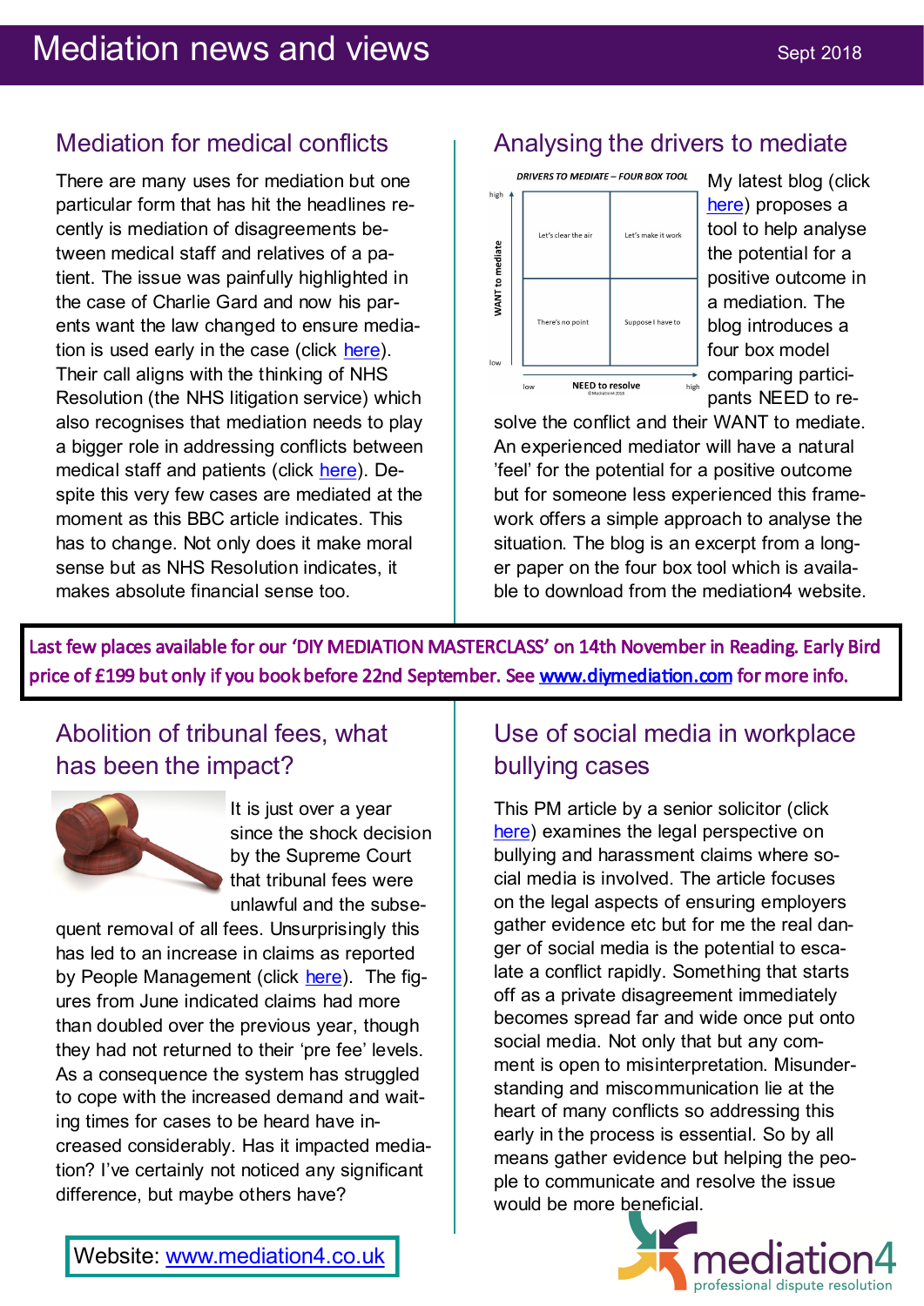# Mediation news and views

Sept 2018

## Mediation for medical conflicts

There are many uses for mediation but one particular form that has hit the headlines recently is mediation of disagreements between medical staff and relatives of a patient. The issue was painfully highlighted in the case of Charlie Gard and now his parents want the law changed to ensure mediation is used early in the case (click here). Their call aligns with the thinking of NHS Resolution (the NHS litigation service) which also recognises that mediation needs to play a bigger role in addressing conflicts between medical staff and patients (click here). Despite this very few cases are mediated at the moment as this BBC article indicates. This has to change. Not only does it make moral sense but as NHS Resolution indicates, it makes absolute financial sense too.

## Analysing the drivers to mediate

DRIVERS TO MEDIATE – FOUR BOX TOOL

WANT to mediate

high

low

Let's clear the air

Let's make it work

There's no point

Suppose I have to

low

NEED to resolve

high

©Mediation4 2018

My latest blog (click here) proposes a tool to help analyse the potential for a positive outcome in a mediation. The blog introduces a four box model comparing participants NEED to resolve the conflict and their WANT to mediate. An experienced mediator will have a natural 'feel' for the potential for a positive outcome but for someone less experienced this framework offers a simple approach to analyse the situation. The blog is an excerpt from a longer paper on the four box tool which is available to download from the mediation4 website.

**Last few places available for our 'DIY MEDIATION MASTERCLASS' on 14th November in Reading. Early Bird price of £199 but only if you book before 22nd September. See [www.diymediation.com](http://www.diymediation.com) for more info.**

## Abolition of tribunal fees, what has been the impact?

It is just over a year since the shock decision by the Supreme Court that tribunal fees were unlawful and the subsequent removal of all fees. Unsurprisingly this has led to an increase in claims as reported by People Management (click here). The figures from June indicated claims had more than doubled over the previous year, though they had not returned to their 'pre fee' levels. As a consequence the system has struggled to cope with the increased demand and waiting times for cases to be heard have increased considerably. Has it impacted mediation? I've certainly not noticed any significant difference, but maybe others have?

## Use of social media in workplace bullying cases

This PM article by a senior solicitor (click here) examines the legal perspective on bullying and harassment claims where social media is involved. The article focuses on the legal aspects of ensuring employers gather evidence etc but for me the real danger of social media is the potential to escalate a conflict rapidly. Something that starts off as a private disagreement immediately becomes spread far and wide once put onto social media. Not only that but any comment is open to misinterpretation. Misunderstanding and miscommunication lie at the heart of many conflicts so addressing this early in the process is essential. So by all means gather evidence but helping the people to communicate and resolve the issue would be more beneficial.

Website: [www.mediation4.co.uk](http://www.mediation4.co.uk)

mediation4
professional dispute resolution